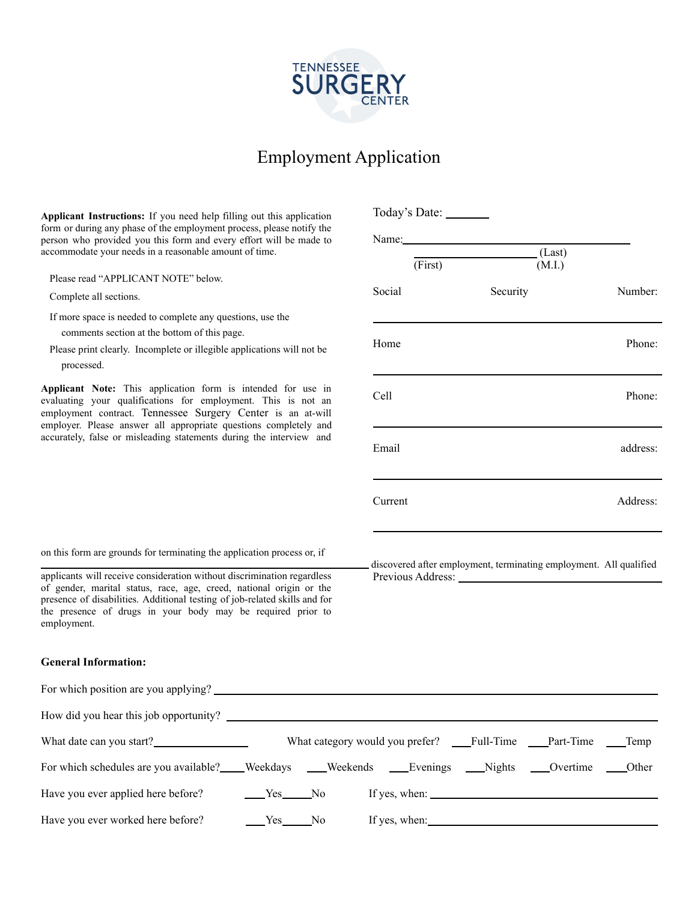TENNESSEE SURGERY CENTER

# Employment Application

**Applicant Instructions:** If you need help filling out this application form or during any phase of the employment process, please notify the person who provided you this form and every effort will be made to accommodate your needs in a reasonable amount of time.

- Please read "APPLICANT NOTE" below.
- Complete all sections.
- If more space is needed to complete any questions, use the comments section at the bottom of this page.
- Please print clearly. Incomplete or illegible applications will not be processed.

**Applicant Note:** This application form is intended for use in evaluating your qualifications for employment. This is not an employment contract. Tennessee Surgery Center is an at-will employer. Please answer all appropriate questions completely and accurately, false or misleading statements during the interview and on this form are grounds for terminating the application process or, if discovered after employment, terminating employment. All qualified applicants will receive consideration without discrimination regardless of gender, marital status, race, age, creed, national origin or the presence of disabilities. Additional testing of job-related skills and for the presence of drugs in your body may be required prior to employment.

Today's Date: _______

Name: ______________________________________
(First) (Last) (M.I.)

Social Security Number: ______________________________________

Home Phone: ______________________________________

Cell Phone: ______________________________________

Email address: ______________________________________

Current Address: ______________________________________

Previous Address: ______________________________________

**General Information:**

For which position are you applying? ______________________________________

How did you hear this job opportunity? ______________________________________

What date can you start? ________________ What category would you prefer? ___Full-Time ___Part-Time ___Temp

For which schedules are you available? ___Weekdays ___Weekends ___Evenings ___Nights ___Overtime ___Other

Have you ever applied here before? ___Yes ___No If yes, when: ______________________________________

Have you ever worked here before? ___Yes ___No If yes, when: ______________________________________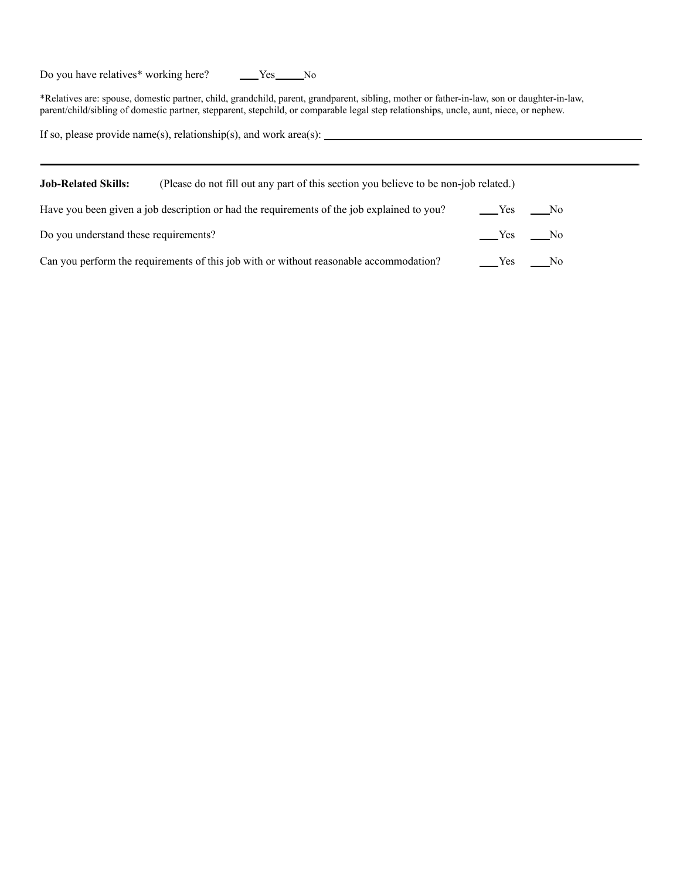Do you have relatives* working here? ___Yes_____No

*Relatives are: spouse, domestic partner, child, grandchild, parent, grandparent, sibling, mother or father-in-law, son or daughter-in-law, parent/child/sibling of domestic partner, stepparent, stepchild, or comparable legal step relationships, uncle, aunt, niece, or nephew.

If so, please provide name(s), relationship(s), and work area(s): ____________________________________________

---

**Job-Related Skills:** (Please do not fill out any part of this section you believe to be non-job related.)

Have you been given a job description or had the requirements of the job explained to you? ___Yes ___No

Do you understand these requirements? ___Yes ___No

Can you perform the requirements of this job with or without reasonable accommodation? ___Yes ___No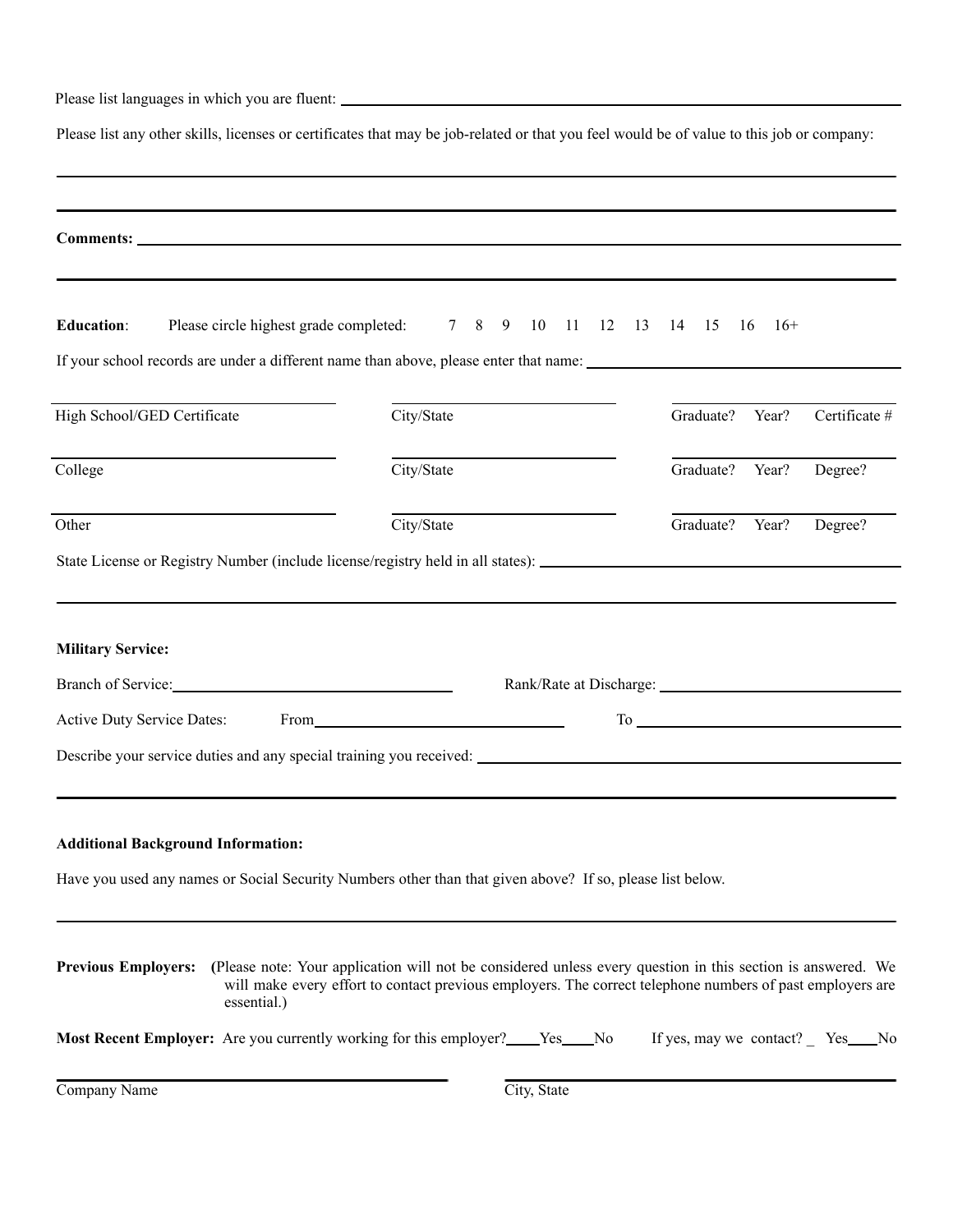Please list languages in which you are fluent: ______________________________

Please list any other skills, licenses or certificates that may be job-related or that you feel would be of value to this job or company:

______________________________

______________________________

**Comments:** ______________________________

______________________________

**Education**: Please circle highest grade completed: 7 8 9 10 11 12 13 14 15 16 16+

If your school records are under a different name than above, please enter that name: ______________________________

| | | | | |
|---|---|---|---|---|
| High School/GED Certificate | City/State | Graduate? | Year? | Certificate # |
| College | City/State | Graduate? | Year? | Degree? |
| Other | City/State | Graduate? | Year? | Degree? |

State License or Registry Number (include license/registry held in all states): ______________________________

______________________________

**Military Service:**

Branch of Service: ______________________________ Rank/Rate at Discharge: ______________________________

Active Duty Service Dates: From ______________________________ To ______________________________

Describe your service duties and any special training you received: ______________________________

______________________________

**Additional Background Information:**

Have you used any names or Social Security Numbers other than that given above? If so, please list below.

______________________________

**Previous Employers:** (Please note: Your application will not be considered unless every question in this section is answered. We will make every effort to contact previous employers. The correct telephone numbers of past employers are essential.)

**Most Recent Employer:** Are you currently working for this employer? ____Yes ____No If yes, may we contact? _ Yes ____No

______________________________ ______________________________

Company Name City, State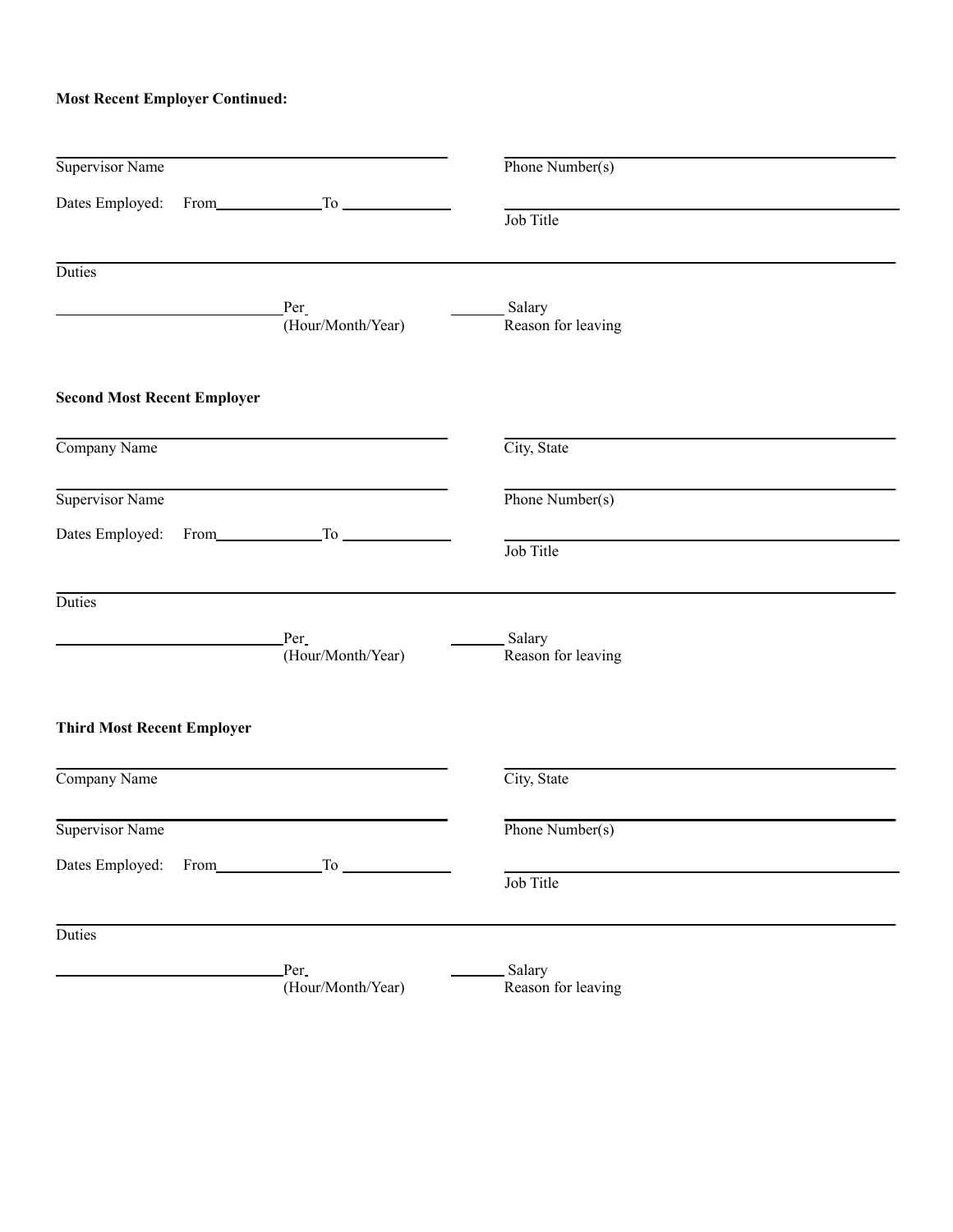**Most Recent Employer Continued:**

| | |
|---|---|
| Supervisor Name | Phone Number(s) |
| Dates Employed: From\_\_\_\_\_\_\_\_\_\_ To \_\_\_\_\_\_\_\_\_\_ | Job Title |
| Duties | |
| \_\_\_\_\_\_\_\_\_\_ Per (Hour/Month/Year) | \_\_\_\_\_ Salary Reason for leaving |

**Second Most Recent Employer**

| | |
|---|---|
| Company Name | City, State |
| Supervisor Name | Phone Number(s) |
| Dates Employed: From\_\_\_\_\_\_\_\_\_\_ To \_\_\_\_\_\_\_\_\_\_ | Job Title |
| Duties | |
| \_\_\_\_\_\_\_\_\_\_ Per (Hour/Month/Year) | \_\_\_\_\_ Salary Reason for leaving |

**Third Most Recent Employer**

| | |
|---|---|
| Company Name | City, State |
| Supervisor Name | Phone Number(s) |
| Dates Employed: From\_\_\_\_\_\_\_\_\_\_ To \_\_\_\_\_\_\_\_\_\_ | Job Title |
| Duties | |
| \_\_\_\_\_\_\_\_\_\_ Per (Hour/Month/Year) | \_\_\_\_\_ Salary Reason for leaving |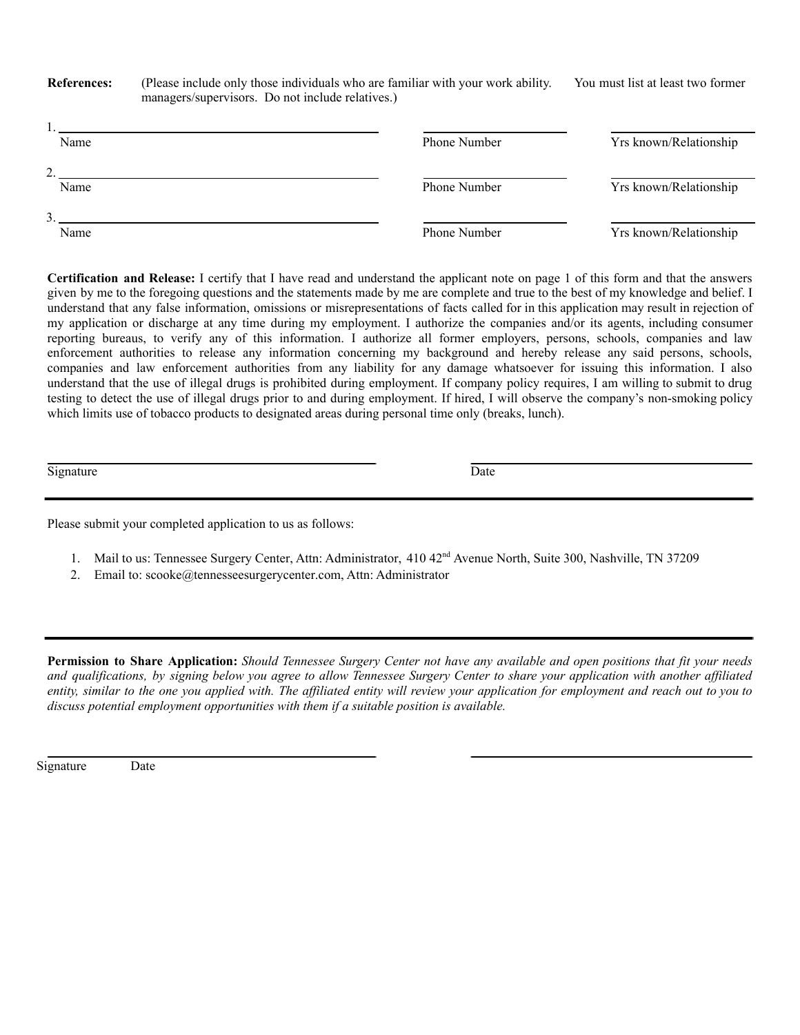**References:** (Please include only those individuals who are familiar with your work ability. You must list at least two former managers/supervisors. Do not include relatives.)

| | | |
|---|---|---|
| 1. Name | Phone Number | Yrs known/Relationship |
| 2. Name | Phone Number | Yrs known/Relationship |
| 3. Name | Phone Number | Yrs known/Relationship |

**Certification and Release:** I certify that I have read and understand the applicant note on page 1 of this form and that the answers given by me to the foregoing questions and the statements made by me are complete and true to the best of my knowledge and belief. I understand that any false information, omissions or misrepresentations of facts called for in this application may result in rejection of my application or discharge at any time during my employment. I authorize the companies and/or its agents, including consumer reporting bureaus, to verify any of this information. I authorize all former employers, persons, schools, companies and law enforcement authorities to release any information concerning my background and hereby release any said persons, schools, companies and law enforcement authorities from any liability for any damage whatsoever for issuing this information. I also understand that the use of illegal drugs is prohibited during employment. If company policy requires, I am willing to submit to drug testing to detect the use of illegal drugs prior to and during employment. If hired, I will observe the company's non-smoking policy which limits use of tobacco products to designated areas during personal time only (breaks, lunch).

Signature ______________________ Date ______________________

---

Please submit your completed application to us as follows:

1. Mail to us: Tennessee Surgery Center, Attn: Administrator, 410 42nd Avenue North, Suite 300, Nashville, TN 37209
2. Email to: scooke@tennesseesurgerycenter.com, Attn: Administrator

---

**Permission to Share Application:** *Should Tennessee Surgery Center not have any available and open positions that fit your needs and qualifications, by signing below you agree to allow Tennessee Surgery Center to share your application with another affiliated entity, similar to the one you applied with. The affiliated entity will review your application for employment and reach out to you to discuss potential employment opportunities with them if a suitable position is available.*

Signature Date